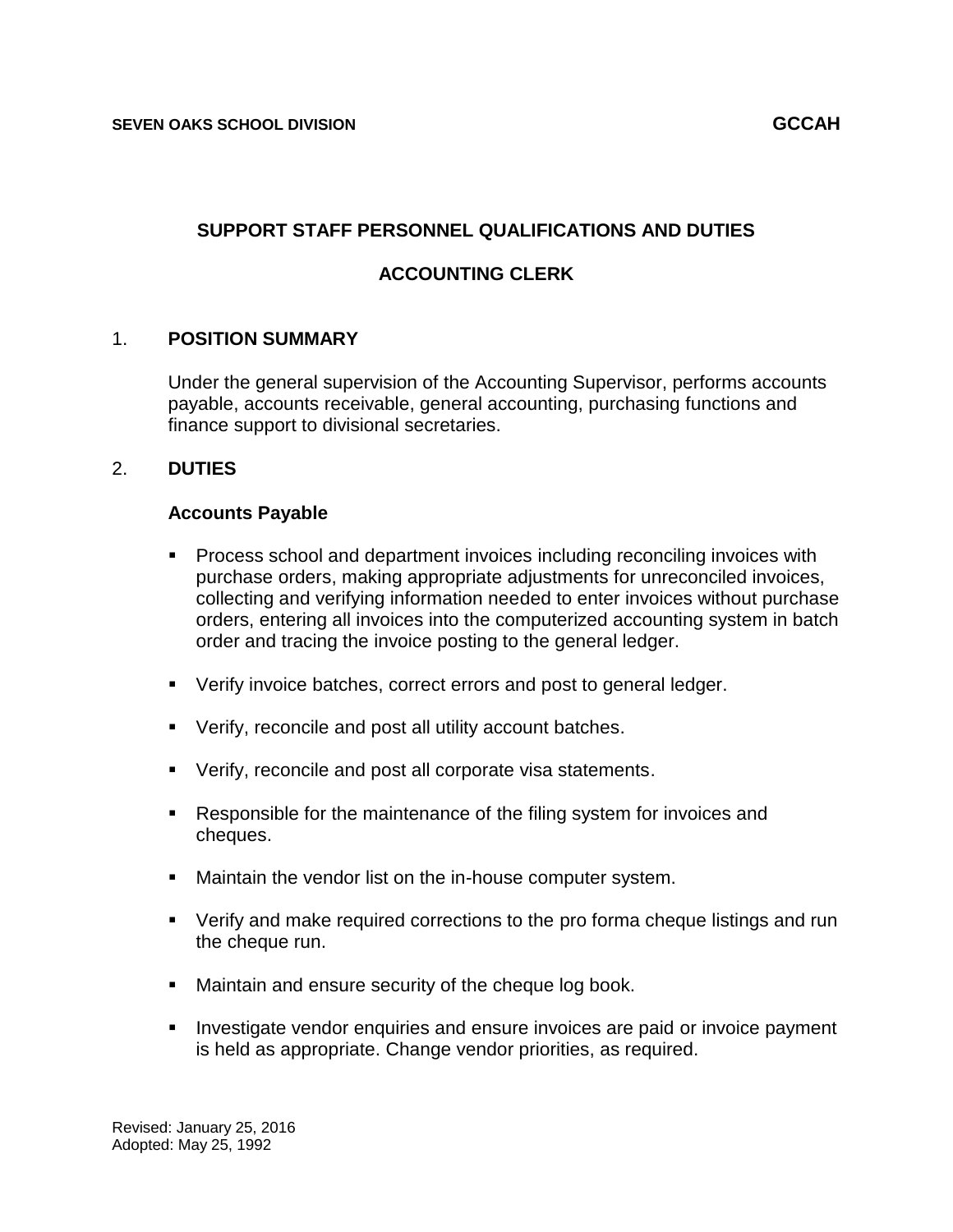SEVEN OAKS SCHOOL DIVISION **GCCAH**

## SUPPORT STAFF PERSONNEL QUALIFICATIONS AND DUTIES

## ACCOUNTING CLERK

### 1. POSITION SUMMARY

Under the general supervision of the Accounting Supervisor, performs accounts payable, accounts receivable, general accounting, purchasing functions and finance support to divisional secretaries.

### 2. DUTIES

**Accounts Payable**

- Process school and department invoices including reconciling invoices with purchase orders, making appropriate adjustments for unreconciled invoices, collecting and verifying information needed to enter invoices without purchase orders, entering all invoices into the computerized accounting system in batch order and tracing the invoice posting to the general ledger.
- Verify invoice batches, correct errors and post to general ledger.
- Verify, reconcile and post all utility account batches.
- Verify, reconcile and post all corporate visa statements.
- Responsible for the maintenance of the filing system for invoices and cheques.
- Maintain the vendor list on the in-house computer system.
- Verify and make required corrections to the pro forma cheque listings and run the cheque run.
- Maintain and ensure security of the cheque log book.
- Investigate vendor enquiries and ensure invoices are paid or invoice payment is held as appropriate. Change vendor priorities, as required.

Revised: January 25, 2016
Adopted: May 25, 1992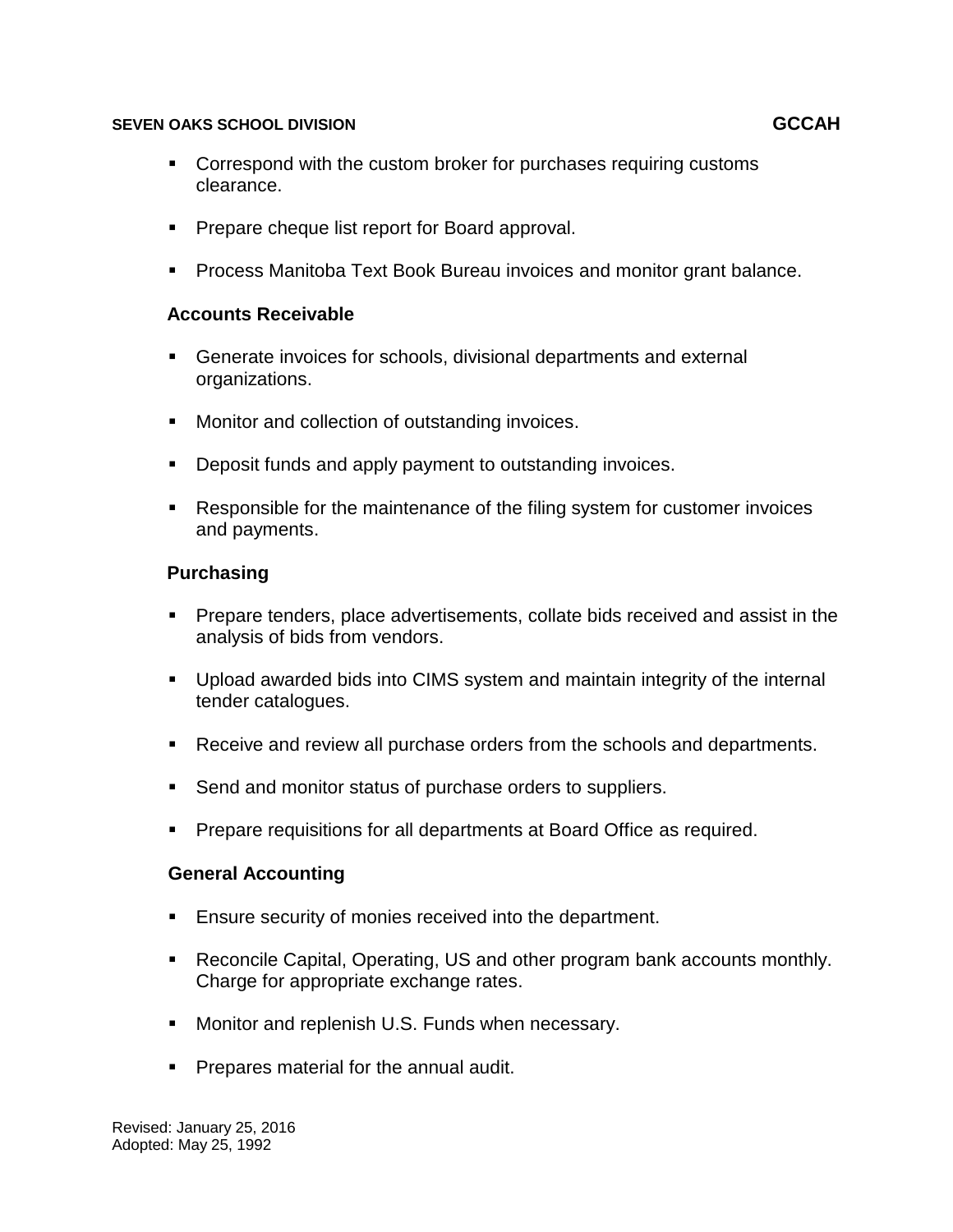- Correspond with the custom broker for purchases requiring customs clearance.
- Prepare cheque list report for Board approval.
- Process Manitoba Text Book Bureau invoices and monitor grant balance.

**Accounts Receivable**

- Generate invoices for schools, divisional departments and external organizations.
- Monitor and collection of outstanding invoices.
- Deposit funds and apply payment to outstanding invoices.
- Responsible for the maintenance of the filing system for customer invoices and payments.

**Purchasing**

- Prepare tenders, place advertisements, collate bids received and assist in the analysis of bids from vendors.
- Upload awarded bids into CIMS system and maintain integrity of the internal tender catalogues.
- Receive and review all purchase orders from the schools and departments.
- Send and monitor status of purchase orders to suppliers.
- Prepare requisitions for all departments at Board Office as required.

**General Accounting**

- Ensure security of monies received into the department.
- Reconcile Capital, Operating, US and other program bank accounts monthly. Charge for appropriate exchange rates.
- Monitor and replenish U.S. Funds when necessary.
- Prepares material for the annual audit.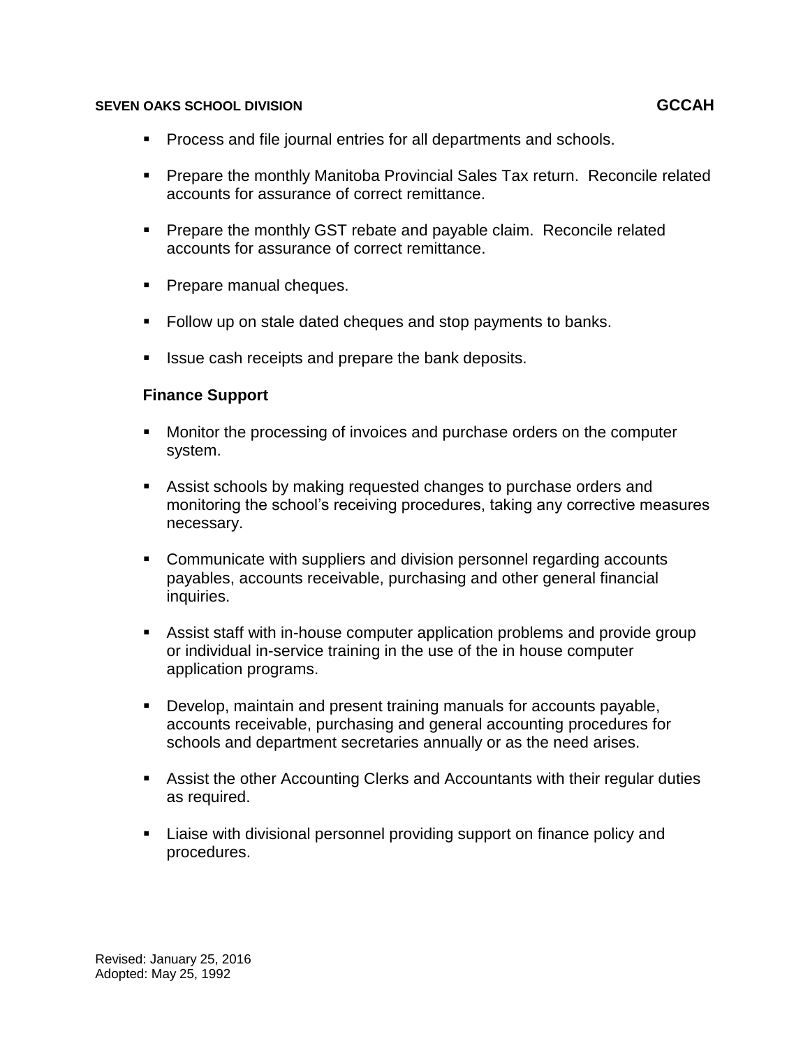- Process and file journal entries for all departments and schools.

- Prepare the monthly Manitoba Provincial Sales Tax return. Reconcile related accounts for assurance of correct remittance.

- Prepare the monthly GST rebate and payable claim. Reconcile related accounts for assurance of correct remittance.

- Prepare manual cheques.

- Follow up on stale dated cheques and stop payments to banks.

- Issue cash receipts and prepare the bank deposits.

**Finance Support**

- Monitor the processing of invoices and purchase orders on the computer system.

- Assist schools by making requested changes to purchase orders and monitoring the school's receiving procedures, taking any corrective measures necessary.

- Communicate with suppliers and division personnel regarding accounts payables, accounts receivable, purchasing and other general financial inquiries.

- Assist staff with in-house computer application problems and provide group or individual in-service training in the use of the in house computer application programs.

- Develop, maintain and present training manuals for accounts payable, accounts receivable, purchasing and general accounting procedures for schools and department secretaries annually or as the need arises.

- Assist the other Accounting Clerks and Accountants with their regular duties as required.

- Liaise with divisional personnel providing support on finance policy and procedures.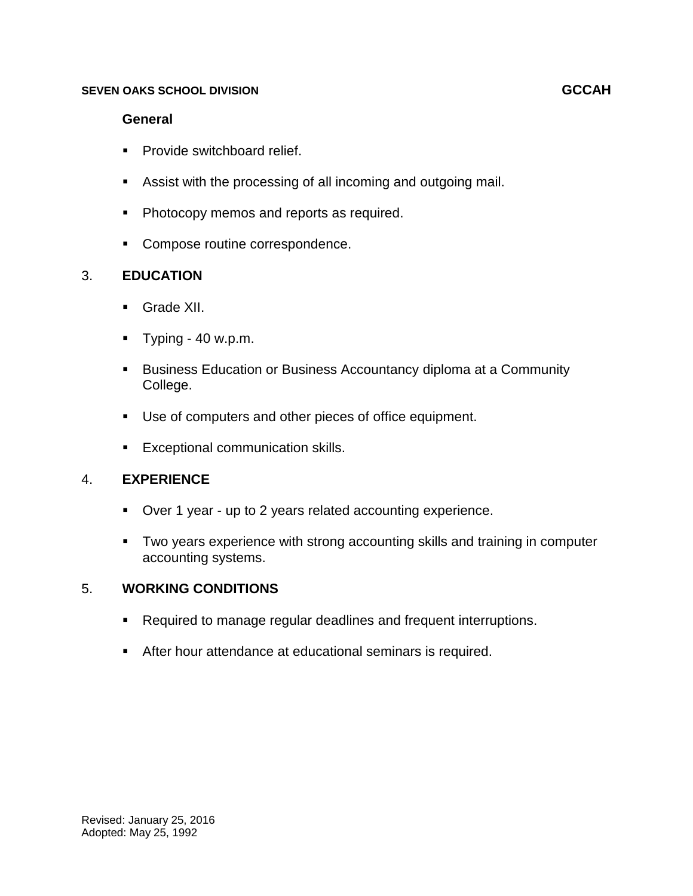**General**

- Provide switchboard relief.
- Assist with the processing of all incoming and outgoing mail.
- Photocopy memos and reports as required.
- Compose routine correspondence.

3. **EDUCATION**

- Grade XII.
- Typing - 40 w.p.m.
- Business Education or Business Accountancy diploma at a Community College.
- Use of computers and other pieces of office equipment.
- Exceptional communication skills.

4. **EXPERIENCE**

- Over 1 year - up to 2 years related accounting experience.
- Two years experience with strong accounting skills and training in computer accounting systems.

5. **WORKING CONDITIONS**

- Required to manage regular deadlines and frequent interruptions.
- After hour attendance at educational seminars is required.

Revised: January 25, 2016
Adopted: May 25, 1992